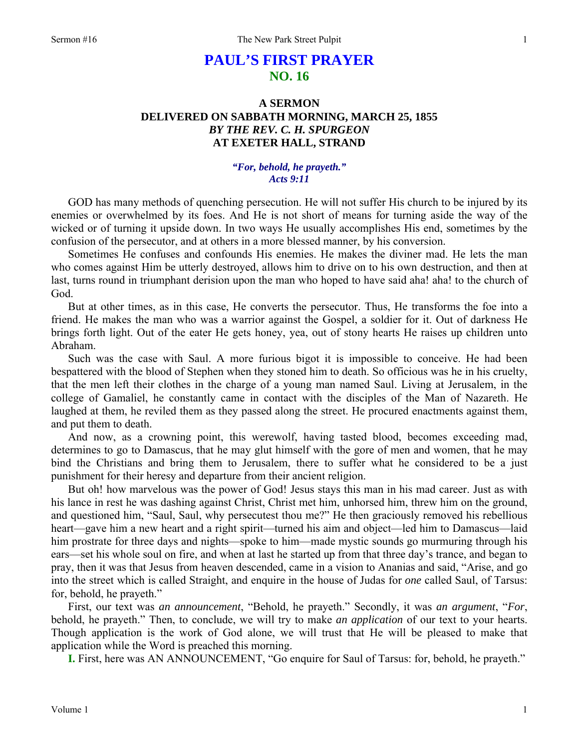# PAUL'S FIRST PRAYER
## NO. 16

### A SERMON
### DELIVERED ON SABBATH MORNING, MARCH 25, 1855
### *BY THE REV. C. H. SPURGEON*
### AT EXETER HALL, STRAND

***"For, behold, he prayeth."***
***Acts 9:11***

GOD has many methods of quenching persecution. He will not suffer His church to be injured by its enemies or overwhelmed by its foes. And He is not short of means for turning aside the way of the wicked or of turning it upside down. In two ways He usually accomplishes His end, sometimes by the confusion of the persecutor, and at others in a more blessed manner, by his conversion.

Sometimes He confuses and confounds His enemies. He makes the diviner mad. He lets the man who comes against Him be utterly destroyed, allows him to drive on to his own destruction, and then at last, turns round in triumphant derision upon the man who hoped to have said aha! aha! to the church of God.

But at other times, as in this case, He converts the persecutor. Thus, He transforms the foe into a friend. He makes the man who was a warrior against the Gospel, a soldier for it. Out of darkness He brings forth light. Out of the eater He gets honey, yea, out of stony hearts He raises up children unto Abraham.

Such was the case with Saul. A more furious bigot it is impossible to conceive. He had been bespattered with the blood of Stephen when they stoned him to death. So officious was he in his cruelty, that the men left their clothes in the charge of a young man named Saul. Living at Jerusalem, in the college of Gamaliel, he constantly came in contact with the disciples of the Man of Nazareth. He laughed at them, he reviled them as they passed along the street. He procured enactments against them, and put them to death.

And now, as a crowning point, this werewolf, having tasted blood, becomes exceeding mad, determines to go to Damascus, that he may glut himself with the gore of men and women, that he may bind the Christians and bring them to Jerusalem, there to suffer what he considered to be a just punishment for their heresy and departure from their ancient religion.

But oh! how marvelous was the power of God! Jesus stays this man in his mad career. Just as with his lance in rest he was dashing against Christ, Christ met him, unhorsed him, threw him on the ground, and questioned him, "Saul, Saul, why persecutest thou me?" He then graciously removed his rebellious heart—gave him a new heart and a right spirit—turned his aim and object—led him to Damascus—laid him prostrate for three days and nights—spoke to him—made mystic sounds go murmuring through his ears—set his whole soul on fire, and when at last he started up from that three day's trance, and began to pray, then it was that Jesus from heaven descended, came in a vision to Ananias and said, "Arise, and go into the street which is called Straight, and enquire in the house of Judas for *one* called Saul, of Tarsus: for, behold, he prayeth."

First, our text was *an announcement*, "Behold, he prayeth." Secondly, it was *an argument*, "*For*, behold, he prayeth." Then, to conclude, we will try to make *an application* of our text to your hearts. Though application is the work of God alone, we will trust that He will be pleased to make that application while the Word is preached this morning.

**I.** First, here was AN ANNOUNCEMENT, "Go enquire for Saul of Tarsus: for, behold, he prayeth."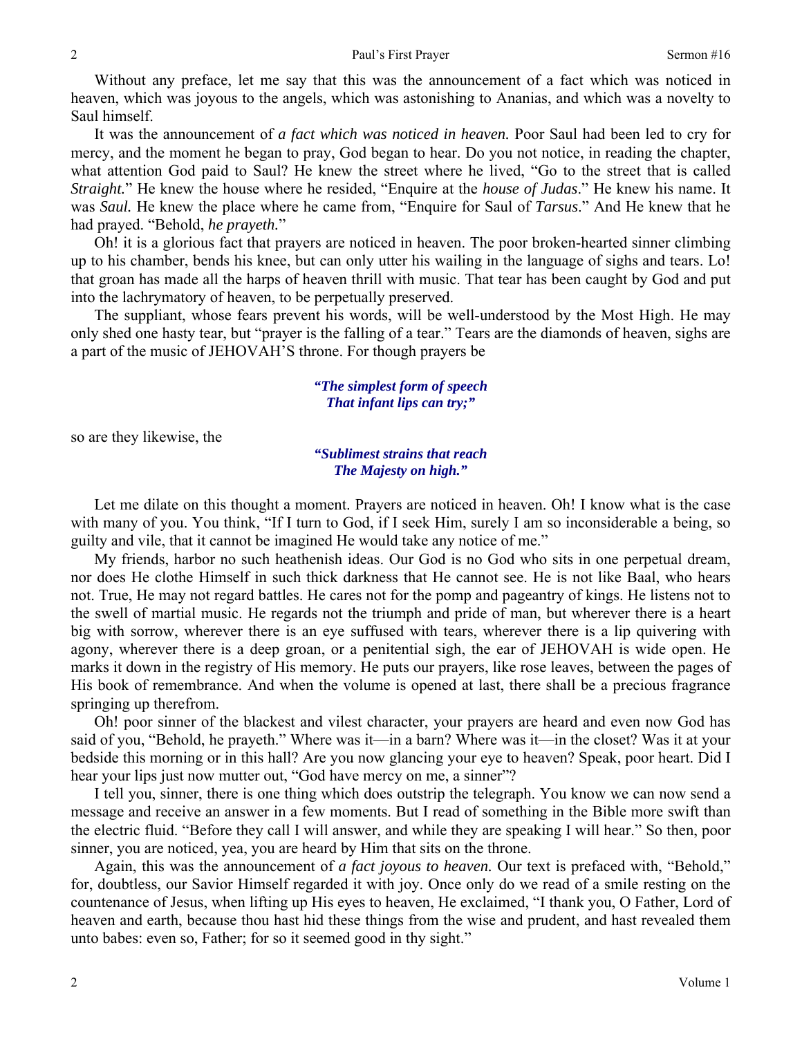Without any preface, let me say that this was the announcement of a fact which was noticed in heaven, which was joyous to the angels, which was astonishing to Ananias, and which was a novelty to Saul himself.

It was the announcement of *a fact which was noticed in heaven.* Poor Saul had been led to cry for mercy, and the moment he began to pray, God began to hear. Do you not notice, in reading the chapter, what attention God paid to Saul? He knew the street where he lived, "Go to the street that is called *Straight.*" He knew the house where he resided, "Enquire at the *house of Judas*." He knew his name. It was *Saul.* He knew the place where he came from, "Enquire for Saul of *Tarsus*." And He knew that he had prayed. "Behold, *he prayeth.*"

Oh! it is a glorious fact that prayers are noticed in heaven. The poor broken-hearted sinner climbing up to his chamber, bends his knee, but can only utter his wailing in the language of sighs and tears. Lo! that groan has made all the harps of heaven thrill with music. That tear has been caught by God and put into the lachrymatory of heaven, to be perpetually preserved.

The suppliant, whose fears prevent his words, will be well-understood by the Most High. He may only shed one hasty tear, but "prayer is the falling of a tear." Tears are the diamonds of heaven, sighs are a part of the music of JEHOVAH'S throne. For though prayers be

> ***"The simplest form of speech***
> ***That infant lips can try;"***

so are they likewise, the

> ***"Sublimest strains that reach***
> ***The Majesty on high."***

Let me dilate on this thought a moment. Prayers are noticed in heaven. Oh! I know what is the case with many of you. You think, "If I turn to God, if I seek Him, surely I am so inconsiderable a being, so guilty and vile, that it cannot be imagined He would take any notice of me."

My friends, harbor no such heathenish ideas. Our God is no God who sits in one perpetual dream, nor does He clothe Himself in such thick darkness that He cannot see. He is not like Baal, who hears not. True, He may not regard battles. He cares not for the pomp and pageantry of kings. He listens not to the swell of martial music. He regards not the triumph and pride of man, but wherever there is a heart big with sorrow, wherever there is an eye suffused with tears, wherever there is a lip quivering with agony, wherever there is a deep groan, or a penitential sigh, the ear of JEHOVAH is wide open. He marks it down in the registry of His memory. He puts our prayers, like rose leaves, between the pages of His book of remembrance. And when the volume is opened at last, there shall be a precious fragrance springing up therefrom.

Oh! poor sinner of the blackest and vilest character, your prayers are heard and even now God has said of you, "Behold, he prayeth." Where was it—in a barn? Where was it—in the closet? Was it at your bedside this morning or in this hall? Are you now glancing your eye to heaven? Speak, poor heart. Did I hear your lips just now mutter out, "God have mercy on me, a sinner"?

I tell you, sinner, there is one thing which does outstrip the telegraph. You know we can now send a message and receive an answer in a few moments. But I read of something in the Bible more swift than the electric fluid. "Before they call I will answer, and while they are speaking I will hear." So then, poor sinner, you are noticed, yea, you are heard by Him that sits on the throne.

Again, this was the announcement of *a fact joyous to heaven.* Our text is prefaced with, "Behold," for, doubtless, our Savior Himself regarded it with joy. Once only do we read of a smile resting on the countenance of Jesus, when lifting up His eyes to heaven, He exclaimed, "I thank you, O Father, Lord of heaven and earth, because thou hast hid these things from the wise and prudent, and hast revealed them unto babes: even so, Father; for so it seemed good in thy sight."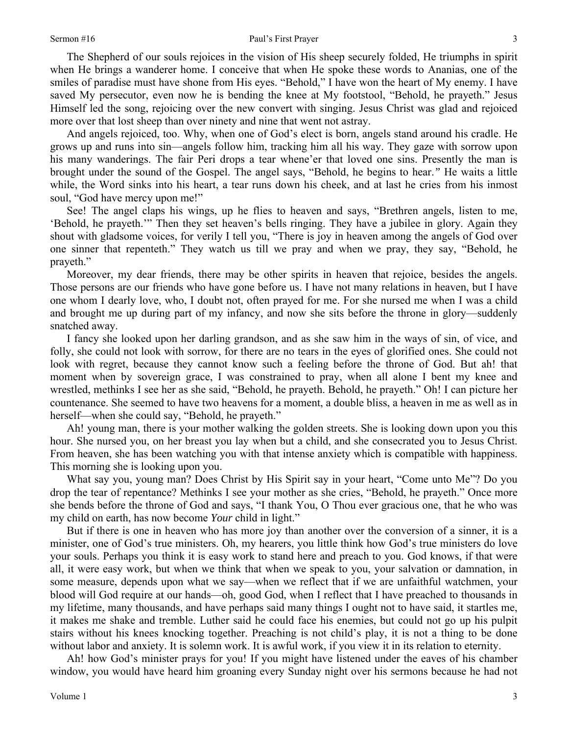The Shepherd of our souls rejoices in the vision of His sheep securely folded, He triumphs in spirit when He brings a wanderer home. I conceive that when He spoke these words to Ananias, one of the smiles of paradise must have shone from His eyes. "Behold," I have won the heart of My enemy. I have saved My persecutor, even now he is bending the knee at My footstool, "Behold, he prayeth." Jesus Himself led the song, rejoicing over the new convert with singing. Jesus Christ was glad and rejoiced more over that lost sheep than over ninety and nine that went not astray.

And angels rejoiced, too. Why, when one of God's elect is born, angels stand around his cradle. He grows up and runs into sin—angels follow him, tracking him all his way. They gaze with sorrow upon his many wanderings. The fair Peri drops a tear whene'er that loved one sins. Presently the man is brought under the sound of the Gospel. The angel says, "Behold, he begins to hear." He waits a little while, the Word sinks into his heart, a tear runs down his cheek, and at last he cries from his inmost soul, "God have mercy upon me!"

See! The angel claps his wings, up he flies to heaven and says, "Brethren angels, listen to me, 'Behold, he prayeth.'" Then they set heaven's bells ringing. They have a jubilee in glory. Again they shout with gladsome voices, for verily I tell you, "There is joy in heaven among the angels of God over one sinner that repenteth." They watch us till we pray and when we pray, they say, "Behold, he prayeth."

Moreover, my dear friends, there may be other spirits in heaven that rejoice, besides the angels. Those persons are our friends who have gone before us. I have not many relations in heaven, but I have one whom I dearly love, who, I doubt not, often prayed for me. For she nursed me when I was a child and brought me up during part of my infancy, and now she sits before the throne in glory—suddenly snatched away.

I fancy she looked upon her darling grandson, and as she saw him in the ways of sin, of vice, and folly, she could not look with sorrow, for there are no tears in the eyes of glorified ones. She could not look with regret, because they cannot know such a feeling before the throne of God. But ah! that moment when by sovereign grace, I was constrained to pray, when all alone I bent my knee and wrestled, methinks I see her as she said, "Behold, he prayeth. Behold, he prayeth." Oh! I can picture her countenance. She seemed to have two heavens for a moment, a double bliss, a heaven in me as well as in herself—when she could say, "Behold, he prayeth."

Ah! young man, there is your mother walking the golden streets. She is looking down upon you this hour. She nursed you, on her breast you lay when but a child, and she consecrated you to Jesus Christ. From heaven, she has been watching you with that intense anxiety which is compatible with happiness. This morning she is looking upon you.

What say you, young man? Does Christ by His Spirit say in your heart, "Come unto Me"? Do you drop the tear of repentance? Methinks I see your mother as she cries, "Behold, he prayeth." Once more she bends before the throne of God and says, "I thank You, O Thou ever gracious one, that he who was my child on earth, has now become *Your* child in light."

But if there is one in heaven who has more joy than another over the conversion of a sinner, it is a minister, one of God's true ministers. Oh, my hearers, you little think how God's true ministers do love your souls. Perhaps you think it is easy work to stand here and preach to you. God knows, if that were all, it were easy work, but when we think that when we speak to you, your salvation or damnation, in some measure, depends upon what we say—when we reflect that if we are unfaithful watchmen, your blood will God require at our hands—oh, good God, when I reflect that I have preached to thousands in my lifetime, many thousands, and have perhaps said many things I ought not to have said, it startles me, it makes me shake and tremble. Luther said he could face his enemies, but could not go up his pulpit stairs without his knees knocking together. Preaching is not child's play, it is not a thing to be done without labor and anxiety. It is solemn work. It is awful work, if you view it in its relation to eternity.

Ah! how God's minister prays for you! If you might have listened under the eaves of his chamber window, you would have heard him groaning every Sunday night over his sermons because he had not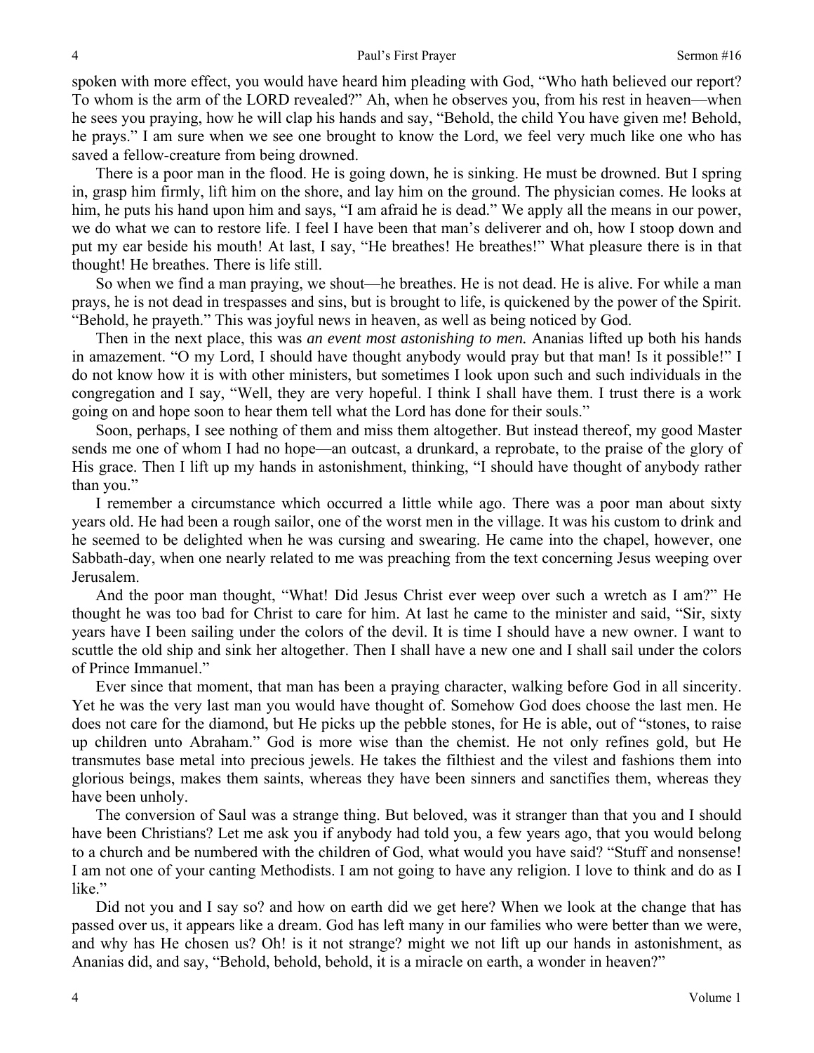spoken with more effect, you would have heard him pleading with God, "Who hath believed our report? To whom is the arm of the LORD revealed?" Ah, when he observes you, from his rest in heaven—when he sees you praying, how he will clap his hands and say, "Behold, the child You have given me! Behold, he prays." I am sure when we see one brought to know the Lord, we feel very much like one who has saved a fellow-creature from being drowned.

There is a poor man in the flood. He is going down, he is sinking. He must be drowned. But I spring in, grasp him firmly, lift him on the shore, and lay him on the ground. The physician comes. He looks at him, he puts his hand upon him and says, "I am afraid he is dead." We apply all the means in our power, we do what we can to restore life. I feel I have been that man's deliverer and oh, how I stoop down and put my ear beside his mouth! At last, I say, "He breathes! He breathes!" What pleasure there is in that thought! He breathes. There is life still.

So when we find a man praying, we shout—he breathes. He is not dead. He is alive. For while a man prays, he is not dead in trespasses and sins, but is brought to life, is quickened by the power of the Spirit. "Behold, he prayeth." This was joyful news in heaven, as well as being noticed by God.

Then in the next place, this was *an event most astonishing to men.* Ananias lifted up both his hands in amazement. "O my Lord, I should have thought anybody would pray but that man! Is it possible!" I do not know how it is with other ministers, but sometimes I look upon such and such individuals in the congregation and I say, "Well, they are very hopeful. I think I shall have them. I trust there is a work going on and hope soon to hear them tell what the Lord has done for their souls."

Soon, perhaps, I see nothing of them and miss them altogether. But instead thereof, my good Master sends me one of whom I had no hope—an outcast, a drunkard, a reprobate, to the praise of the glory of His grace. Then I lift up my hands in astonishment, thinking, "I should have thought of anybody rather than you."

I remember a circumstance which occurred a little while ago. There was a poor man about sixty years old. He had been a rough sailor, one of the worst men in the village. It was his custom to drink and he seemed to be delighted when he was cursing and swearing. He came into the chapel, however, one Sabbath-day, when one nearly related to me was preaching from the text concerning Jesus weeping over Jerusalem.

And the poor man thought, "What! Did Jesus Christ ever weep over such a wretch as I am?" He thought he was too bad for Christ to care for him. At last he came to the minister and said, "Sir, sixty years have I been sailing under the colors of the devil. It is time I should have a new owner. I want to scuttle the old ship and sink her altogether. Then I shall have a new one and I shall sail under the colors of Prince Immanuel."

Ever since that moment, that man has been a praying character, walking before God in all sincerity. Yet he was the very last man you would have thought of. Somehow God does choose the last men. He does not care for the diamond, but He picks up the pebble stones, for He is able, out of "stones, to raise up children unto Abraham." God is more wise than the chemist. He not only refines gold, but He transmutes base metal into precious jewels. He takes the filthiest and the vilest and fashions them into glorious beings, makes them saints, whereas they have been sinners and sanctifies them, whereas they have been unholy.

The conversion of Saul was a strange thing. But beloved, was it stranger than that you and I should have been Christians? Let me ask you if anybody had told you, a few years ago, that you would belong to a church and be numbered with the children of God, what would you have said? "Stuff and nonsense! I am not one of your canting Methodists. I am not going to have any religion. I love to think and do as I like."

Did not you and I say so? and how on earth did we get here? When we look at the change that has passed over us, it appears like a dream. God has left many in our families who were better than we were, and why has He chosen us? Oh! is it not strange? might we not lift up our hands in astonishment, as Ananias did, and say, "Behold, behold, behold, it is a miracle on earth, a wonder in heaven?"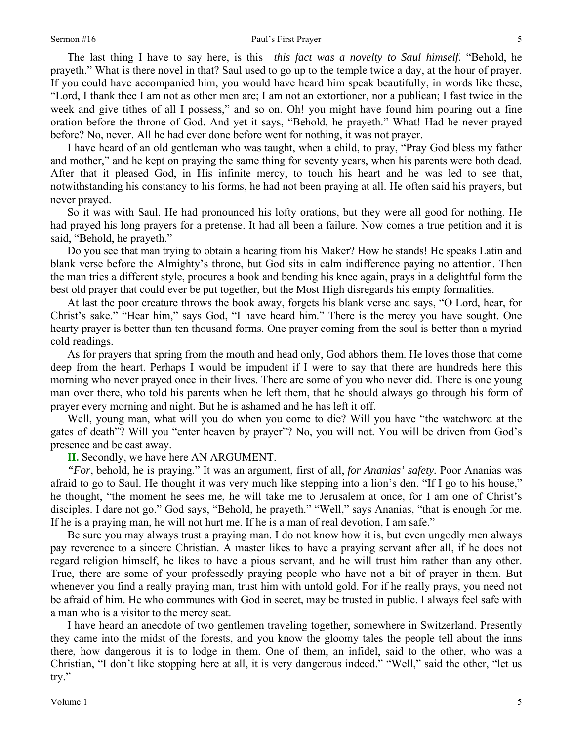The last thing I have to say here, is this—*this fact was a novelty to Saul himself.* "Behold, he prayeth." What is there novel in that? Saul used to go up to the temple twice a day, at the hour of prayer. If you could have accompanied him, you would have heard him speak beautifully, in words like these, "Lord, I thank thee I am not as other men are; I am not an extortioner, nor a publican; I fast twice in the week and give tithes of all I possess," and so on. Oh! you might have found him pouring out a fine oration before the throne of God. And yet it says, "Behold, he prayeth." What! Had he never prayed before? No, never. All he had ever done before went for nothing, it was not prayer.

I have heard of an old gentleman who was taught, when a child, to pray, "Pray God bless my father and mother," and he kept on praying the same thing for seventy years, when his parents were both dead. After that it pleased God, in His infinite mercy, to touch his heart and he was led to see that, notwithstanding his constancy to his forms, he had not been praying at all. He often said his prayers, but never prayed.

So it was with Saul. He had pronounced his lofty orations, but they were all good for nothing. He had prayed his long prayers for a pretense. It had all been a failure. Now comes a true petition and it is said, "Behold, he prayeth."

Do you see that man trying to obtain a hearing from his Maker? How he stands! He speaks Latin and blank verse before the Almighty's throne, but God sits in calm indifference paying no attention. Then the man tries a different style, procures a book and bending his knee again, prays in a delightful form the best old prayer that could ever be put together, but the Most High disregards his empty formalities.

At last the poor creature throws the book away, forgets his blank verse and says, "O Lord, hear, for Christ's sake." "Hear him," says God, "I have heard him." There is the mercy you have sought. One hearty prayer is better than ten thousand forms. One prayer coming from the soul is better than a myriad cold readings.

As for prayers that spring from the mouth and head only, God abhors them. He loves those that come deep from the heart. Perhaps I would be impudent if I were to say that there are hundreds here this morning who never prayed once in their lives. There are some of you who never did. There is one young man over there, who told his parents when he left them, that he should always go through his form of prayer every morning and night. But he is ashamed and he has left it off.

Well, young man, what will you do when you come to die? Will you have "the watchword at the gates of death"? Will you "enter heaven by prayer"? No, you will not. You will be driven from God's presence and be cast away.

**II.** Secondly, we have here AN ARGUMENT.

*"For*, behold, he is praying." It was an argument, first of all, *for Ananias' safety.* Poor Ananias was afraid to go to Saul. He thought it was very much like stepping into a lion's den. "If I go to his house," he thought, "the moment he sees me, he will take me to Jerusalem at once, for I am one of Christ's disciples. I dare not go." God says, "Behold, he prayeth." "Well," says Ananias, "that is enough for me. If he is a praying man, he will not hurt me. If he is a man of real devotion, I am safe."

Be sure you may always trust a praying man. I do not know how it is, but even ungodly men always pay reverence to a sincere Christian. A master likes to have a praying servant after all, if he does not regard religion himself, he likes to have a pious servant, and he will trust him rather than any other. True, there are some of your professedly praying people who have not a bit of prayer in them. But whenever you find a really praying man, trust him with untold gold. For if he really prays, you need not be afraid of him. He who communes with God in secret, may be trusted in public. I always feel safe with a man who is a visitor to the mercy seat.

I have heard an anecdote of two gentlemen traveling together, somewhere in Switzerland. Presently they came into the midst of the forests, and you know the gloomy tales the people tell about the inns there, how dangerous it is to lodge in them. One of them, an infidel, said to the other, who was a Christian, "I don't like stopping here at all, it is very dangerous indeed." "Well," said the other, "let us try."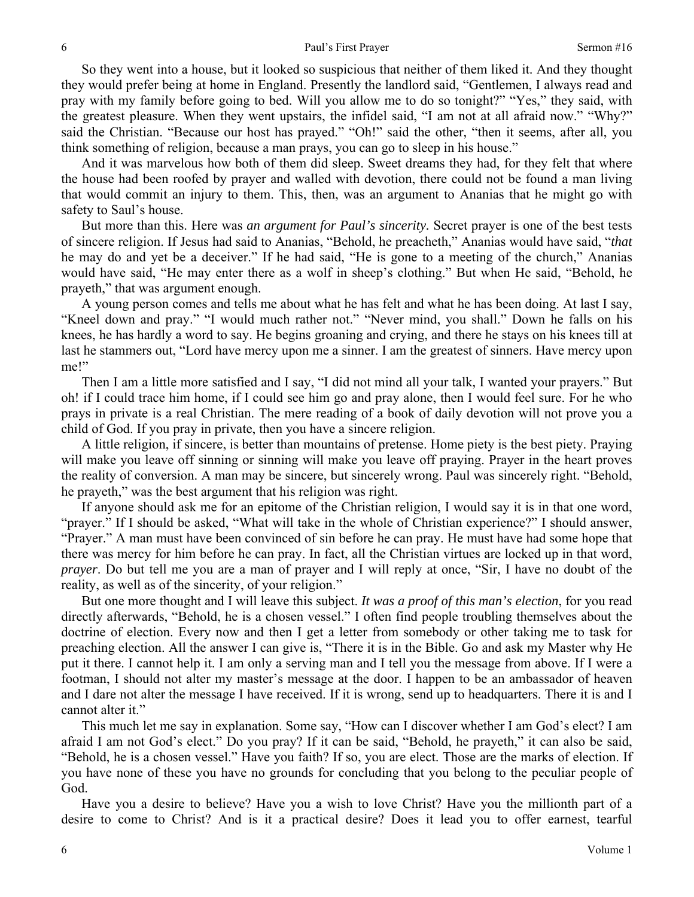So they went into a house, but it looked so suspicious that neither of them liked it. And they thought they would prefer being at home in England. Presently the landlord said, "Gentlemen, I always read and pray with my family before going to bed. Will you allow me to do so tonight?" "Yes," they said, with the greatest pleasure. When they went upstairs, the infidel said, "I am not at all afraid now." "Why?" said the Christian. "Because our host has prayed." "Oh!" said the other, "then it seems, after all, you think something of religion, because a man prays, you can go to sleep in his house."

And it was marvelous how both of them did sleep. Sweet dreams they had, for they felt that where the house had been roofed by prayer and walled with devotion, there could not be found a man living that would commit an injury to them. This, then, was an argument to Ananias that he might go with safety to Saul's house.

But more than this. Here was *an argument for Paul's sincerity.* Secret prayer is one of the best tests of sincere religion. If Jesus had said to Ananias, "Behold, he preacheth," Ananias would have said, "*that* he may do and yet be a deceiver." If he had said, "He is gone to a meeting of the church," Ananias would have said, "He may enter there as a wolf in sheep's clothing." But when He said, "Behold, he prayeth," that was argument enough.

A young person comes and tells me about what he has felt and what he has been doing. At last I say, "Kneel down and pray." "I would much rather not." "Never mind, you shall." Down he falls on his knees, he has hardly a word to say. He begins groaning and crying, and there he stays on his knees till at last he stammers out, "Lord have mercy upon me a sinner. I am the greatest of sinners. Have mercy upon me!"

Then I am a little more satisfied and I say, "I did not mind all your talk, I wanted your prayers." But oh! if I could trace him home, if I could see him go and pray alone, then I would feel sure. For he who prays in private is a real Christian. The mere reading of a book of daily devotion will not prove you a child of God. If you pray in private, then you have a sincere religion.

A little religion, if sincere, is better than mountains of pretense. Home piety is the best piety. Praying will make you leave off sinning or sinning will make you leave off praying. Prayer in the heart proves the reality of conversion. A man may be sincere, but sincerely wrong. Paul was sincerely right. "Behold, he prayeth," was the best argument that his religion was right.

If anyone should ask me for an epitome of the Christian religion, I would say it is in that one word, "prayer." If I should be asked, "What will take in the whole of Christian experience?" I should answer, "Prayer." A man must have been convinced of sin before he can pray. He must have had some hope that there was mercy for him before he can pray. In fact, all the Christian virtues are locked up in that word, *prayer*. Do but tell me you are a man of prayer and I will reply at once, "Sir, I have no doubt of the reality, as well as of the sincerity, of your religion."

But one more thought and I will leave this subject. *It was a proof of this man's election*, for you read directly afterwards, "Behold, he is a chosen vessel." I often find people troubling themselves about the doctrine of election. Every now and then I get a letter from somebody or other taking me to task for preaching election. All the answer I can give is, "There it is in the Bible. Go and ask my Master why He put it there. I cannot help it. I am only a serving man and I tell you the message from above. If I were a footman, I should not alter my master's message at the door. I happen to be an ambassador of heaven and I dare not alter the message I have received. If it is wrong, send up to headquarters. There it is and I cannot alter it."

This much let me say in explanation. Some say, "How can I discover whether I am God's elect? I am afraid I am not God's elect." Do you pray? If it can be said, "Behold, he prayeth," it can also be said, "Behold, he is a chosen vessel." Have you faith? If so, you are elect. Those are the marks of election. If you have none of these you have no grounds for concluding that you belong to the peculiar people of God.

Have you a desire to believe? Have you a wish to love Christ? Have you the millionth part of a desire to come to Christ? And is it a practical desire? Does it lead you to offer earnest, tearful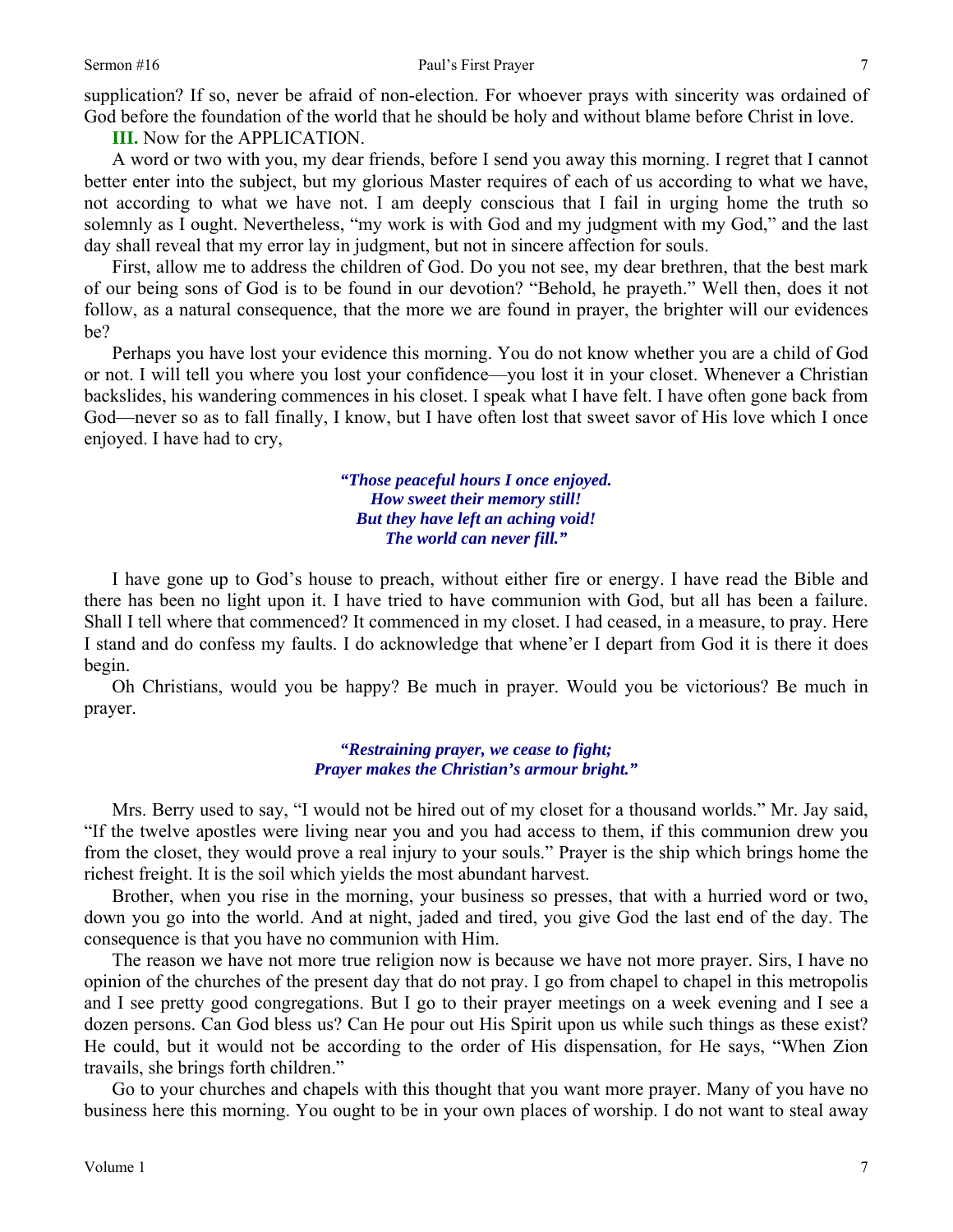supplication? If so, never be afraid of non-election. For whoever prays with sincerity was ordained of God before the foundation of the world that he should be holy and without blame before Christ in love.

**III.** Now for the APPLICATION.

A word or two with you, my dear friends, before I send you away this morning. I regret that I cannot better enter into the subject, but my glorious Master requires of each of us according to what we have, not according to what we have not. I am deeply conscious that I fail in urging home the truth so solemnly as I ought. Nevertheless, "my work is with God and my judgment with my God," and the last day shall reveal that my error lay in judgment, but not in sincere affection for souls.

First, allow me to address the children of God. Do you not see, my dear brethren, that the best mark of our being sons of God is to be found in our devotion? "Behold, he prayeth." Well then, does it not follow, as a natural consequence, that the more we are found in prayer, the brighter will our evidences be?

Perhaps you have lost your evidence this morning. You do not know whether you are a child of God or not. I will tell you where you lost your confidence—you lost it in your closet. Whenever a Christian backslides, his wandering commences in his closet. I speak what I have felt. I have often gone back from God—never so as to fall finally, I know, but I have often lost that sweet savor of His love which I once enjoyed. I have had to cry,

> ***"Those peaceful hours I once enjoyed.***
> ***How sweet their memory still!***
> ***But they have left an aching void!***
> ***The world can never fill."***

I have gone up to God's house to preach, without either fire or energy. I have read the Bible and there has been no light upon it. I have tried to have communion with God, but all has been a failure. Shall I tell where that commenced? It commenced in my closet. I had ceased, in a measure, to pray. Here I stand and do confess my faults. I do acknowledge that whene'er I depart from God it is there it does begin.

Oh Christians, would you be happy? Be much in prayer. Would you be victorious? Be much in prayer.

> ***"Restraining prayer, we cease to fight;***
> ***Prayer makes the Christian's armour bright."***

Mrs. Berry used to say, "I would not be hired out of my closet for a thousand worlds." Mr. Jay said, "If the twelve apostles were living near you and you had access to them, if this communion drew you from the closet, they would prove a real injury to your souls." Prayer is the ship which brings home the richest freight. It is the soil which yields the most abundant harvest.

Brother, when you rise in the morning, your business so presses, that with a hurried word or two, down you go into the world. And at night, jaded and tired, you give God the last end of the day. The consequence is that you have no communion with Him.

The reason we have not more true religion now is because we have not more prayer. Sirs, I have no opinion of the churches of the present day that do not pray. I go from chapel to chapel in this metropolis and I see pretty good congregations. But I go to their prayer meetings on a week evening and I see a dozen persons. Can God bless us? Can He pour out His Spirit upon us while such things as these exist? He could, but it would not be according to the order of His dispensation, for He says, "When Zion travails, she brings forth children."

Go to your churches and chapels with this thought that you want more prayer. Many of you have no business here this morning. You ought to be in your own places of worship. I do not want to steal away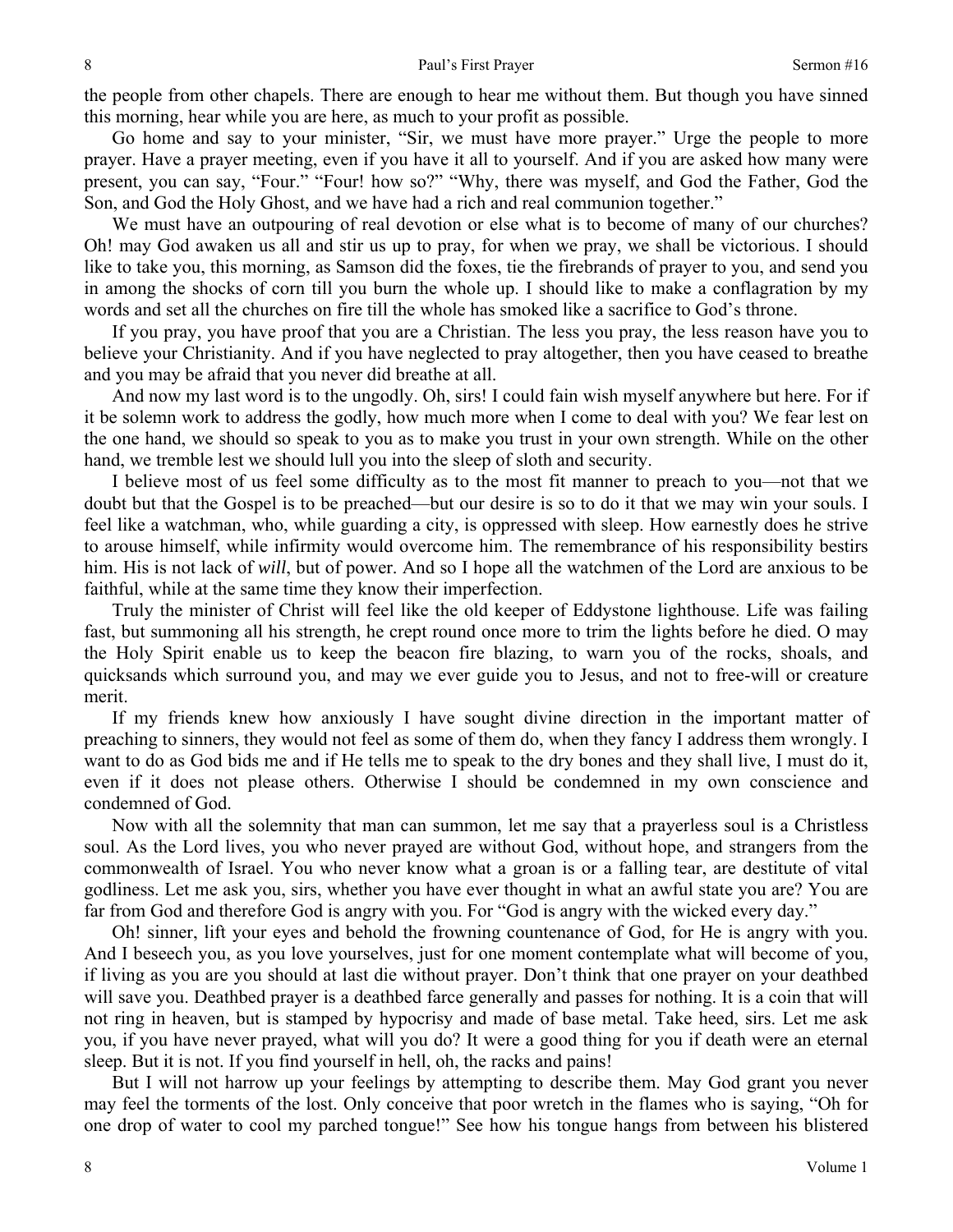the people from other chapels. There are enough to hear me without them. But though you have sinned this morning, hear while you are here, as much to your profit as possible.

Go home and say to your minister, "Sir, we must have more prayer." Urge the people to more prayer. Have a prayer meeting, even if you have it all to yourself. And if you are asked how many were present, you can say, "Four." "Four! how so?" "Why, there was myself, and God the Father, God the Son, and God the Holy Ghost, and we have had a rich and real communion together."

We must have an outpouring of real devotion or else what is to become of many of our churches? Oh! may God awaken us all and stir us up to pray, for when we pray, we shall be victorious. I should like to take you, this morning, as Samson did the foxes, tie the firebrands of prayer to you, and send you in among the shocks of corn till you burn the whole up. I should like to make a conflagration by my words and set all the churches on fire till the whole has smoked like a sacrifice to God's throne.

If you pray, you have proof that you are a Christian. The less you pray, the less reason have you to believe your Christianity. And if you have neglected to pray altogether, then you have ceased to breathe and you may be afraid that you never did breathe at all.

And now my last word is to the ungodly. Oh, sirs! I could fain wish myself anywhere but here. For if it be solemn work to address the godly, how much more when I come to deal with you? We fear lest on the one hand, we should so speak to you as to make you trust in your own strength. While on the other hand, we tremble lest we should lull you into the sleep of sloth and security.

I believe most of us feel some difficulty as to the most fit manner to preach to you—not that we doubt but that the Gospel is to be preached—but our desire is so to do it that we may win your souls. I feel like a watchman, who, while guarding a city, is oppressed with sleep. How earnestly does he strive to arouse himself, while infirmity would overcome him. The remembrance of his responsibility bestirs him. His is not lack of *will*, but of power. And so I hope all the watchmen of the Lord are anxious to be faithful, while at the same time they know their imperfection.

Truly the minister of Christ will feel like the old keeper of Eddystone lighthouse. Life was failing fast, but summoning all his strength, he crept round once more to trim the lights before he died. O may the Holy Spirit enable us to keep the beacon fire blazing, to warn you of the rocks, shoals, and quicksands which surround you, and may we ever guide you to Jesus, and not to free-will or creature merit.

If my friends knew how anxiously I have sought divine direction in the important matter of preaching to sinners, they would not feel as some of them do, when they fancy I address them wrongly. I want to do as God bids me and if He tells me to speak to the dry bones and they shall live, I must do it, even if it does not please others. Otherwise I should be condemned in my own conscience and condemned of God.

Now with all the solemnity that man can summon, let me say that a prayerless soul is a Christless soul. As the Lord lives, you who never prayed are without God, without hope, and strangers from the commonwealth of Israel. You who never know what a groan is or a falling tear, are destitute of vital godliness. Let me ask you, sirs, whether you have ever thought in what an awful state you are? You are far from God and therefore God is angry with you. For "God is angry with the wicked every day."

Oh! sinner, lift your eyes and behold the frowning countenance of God, for He is angry with you. And I beseech you, as you love yourselves, just for one moment contemplate what will become of you, if living as you are you should at last die without prayer. Don't think that one prayer on your deathbed will save you. Deathbed prayer is a deathbed farce generally and passes for nothing. It is a coin that will not ring in heaven, but is stamped by hypocrisy and made of base metal. Take heed, sirs. Let me ask you, if you have never prayed, what will you do? It were a good thing for you if death were an eternal sleep. But it is not. If you find yourself in hell, oh, the racks and pains!

But I will not harrow up your feelings by attempting to describe them. May God grant you never may feel the torments of the lost. Only conceive that poor wretch in the flames who is saying, "Oh for one drop of water to cool my parched tongue!" See how his tongue hangs from between his blistered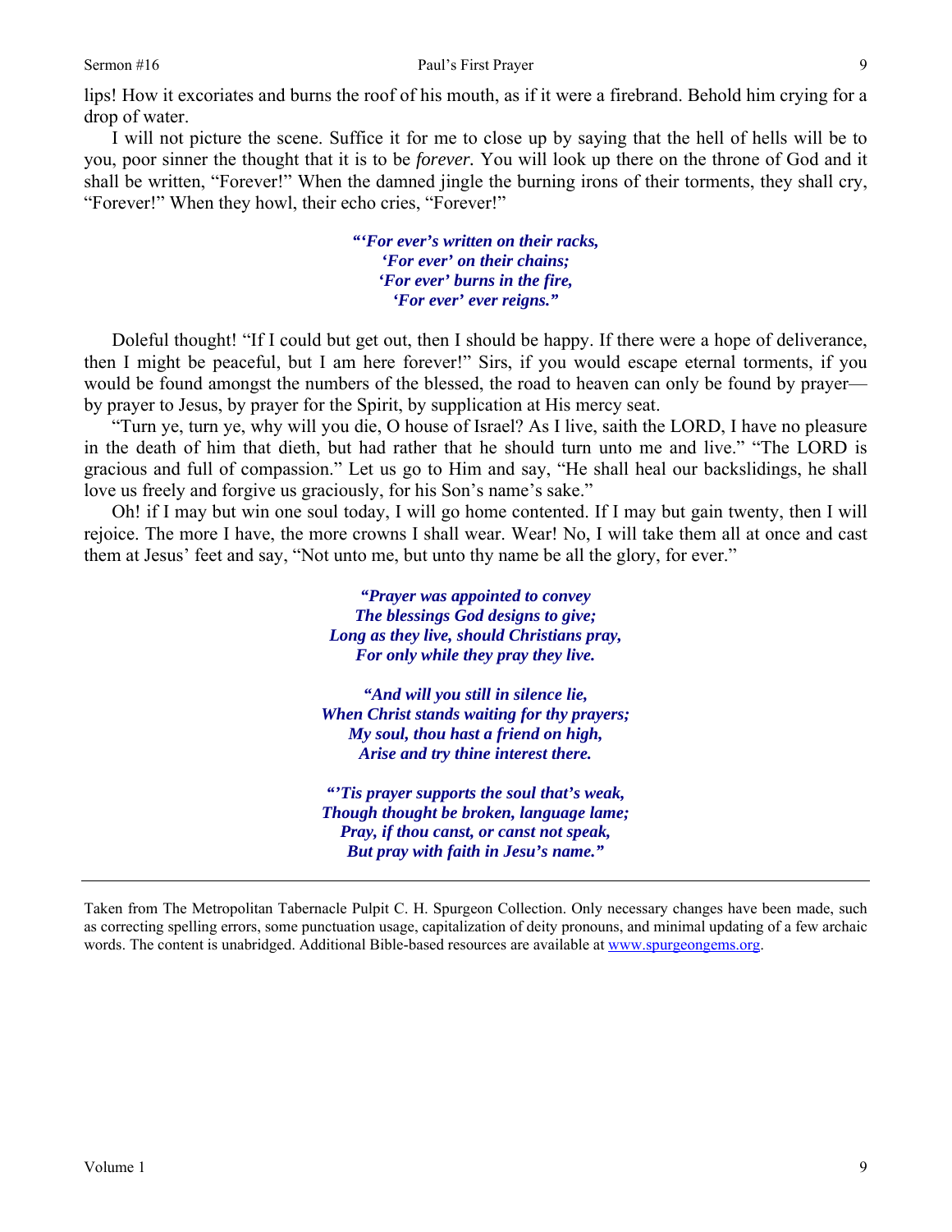lips! How it excoriates and burns the roof of his mouth, as if it were a firebrand. Behold him crying for a drop of water.

I will not picture the scene. Suffice it for me to close up by saying that the hell of hells will be to you, poor sinner the thought that it is to be *forever.* You will look up there on the throne of God and it shall be written, "Forever!" When the damned jingle the burning irons of their torments, they shall cry, "Forever!" When they howl, their echo cries, "Forever!"

> ***"'For ever's written on their racks,***
> ***'For ever' on their chains;***
> ***'For ever' burns in the fire,***
> ***'For ever' ever reigns."***

Doleful thought! "If I could but get out, then I should be happy. If there were a hope of deliverance, then I might be peaceful, but I am here forever!" Sirs, if you would escape eternal torments, if you would be found amongst the numbers of the blessed, the road to heaven can only be found by prayer—by prayer to Jesus, by prayer for the Spirit, by supplication at His mercy seat.

"Turn ye, turn ye, why will you die, O house of Israel? As I live, saith the LORD, I have no pleasure in the death of him that dieth, but had rather that he should turn unto me and live." "The LORD is gracious and full of compassion." Let us go to Him and say, "He shall heal our backslidings, he shall love us freely and forgive us graciously, for his Son's name's sake."

Oh! if I may but win one soul today, I will go home contented. If I may but gain twenty, then I will rejoice. The more I have, the more crowns I shall wear. Wear! No, I will take them all at once and cast them at Jesus' feet and say, "Not unto me, but unto thy name be all the glory, for ever."

> ***"Prayer was appointed to convey***
> ***The blessings God designs to give;***
> ***Long as they live, should Christians pray,***
> ***For only while they pray they live.***
>
> ***"And will you still in silence lie,***
> ***When Christ stands waiting for thy prayers;***
> ***My soul, thou hast a friend on high,***
> ***Arise and try thine interest there.***
>
> ***"'Tis prayer supports the soul that's weak,***
> ***Though thought be broken, language lame;***
> ***Pray, if thou canst, or canst not speak,***
> ***But pray with faith in Jesu's name."***

---

Taken from The Metropolitan Tabernacle Pulpit C. H. Spurgeon Collection. Only necessary changes have been made, such as correcting spelling errors, some punctuation usage, capitalization of deity pronouns, and minimal updating of a few archaic words. The content is unabridged. Additional Bible-based resources are available at www.spurgeongems.org.